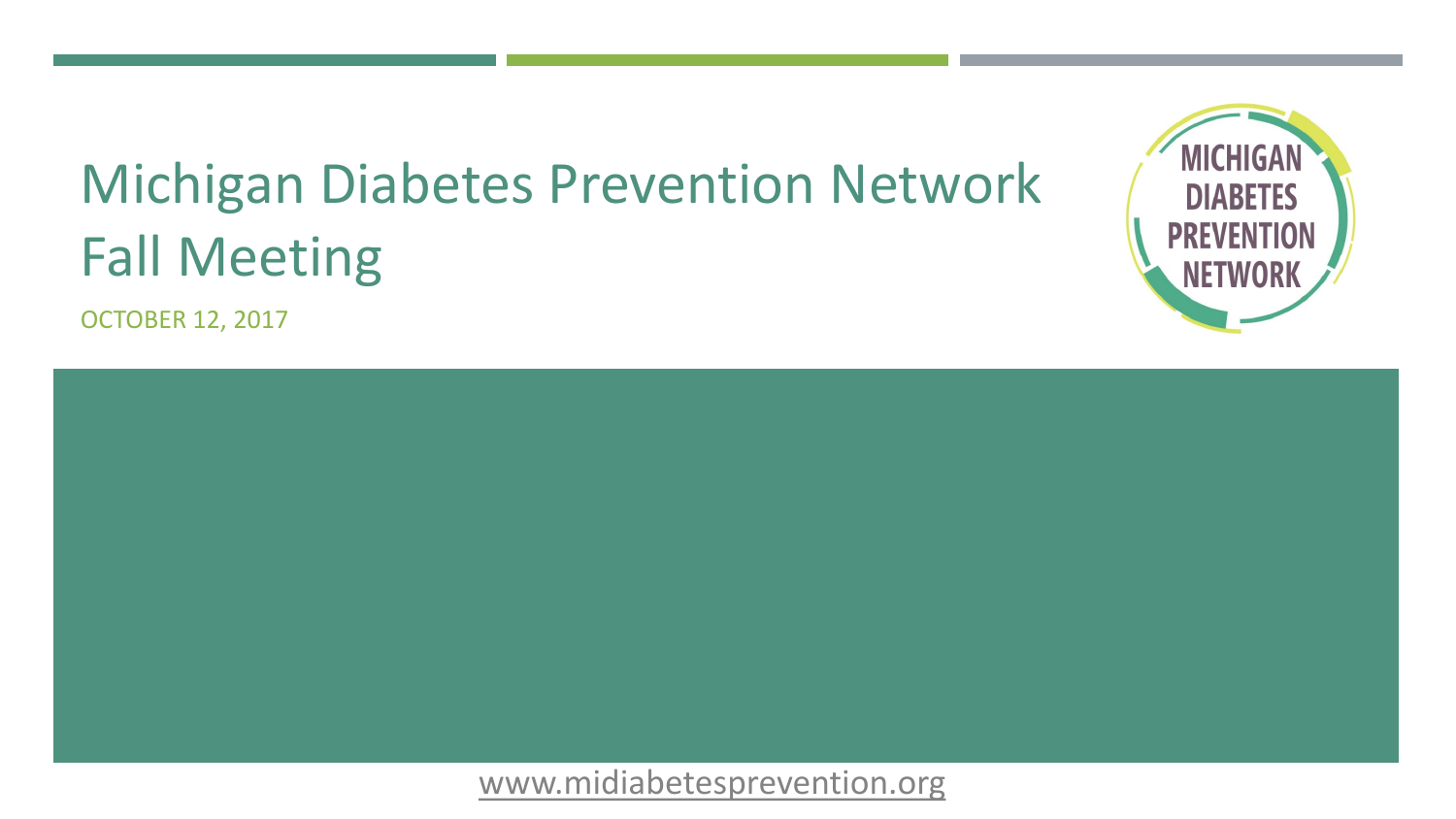# Michigan Diabetes Prevention Network Fall Meeting

OCTOBER 12, 2017

MICHIGAN DIABETES PREVENTION NETWORK

www.midiabetesprevention.org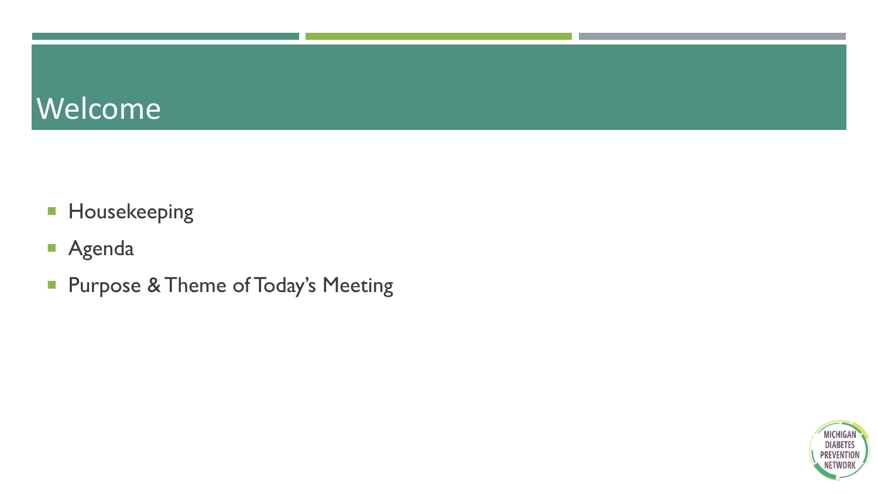# Welcome

- Housekeeping
- Agenda
- Purpose & Theme of Today's Meeting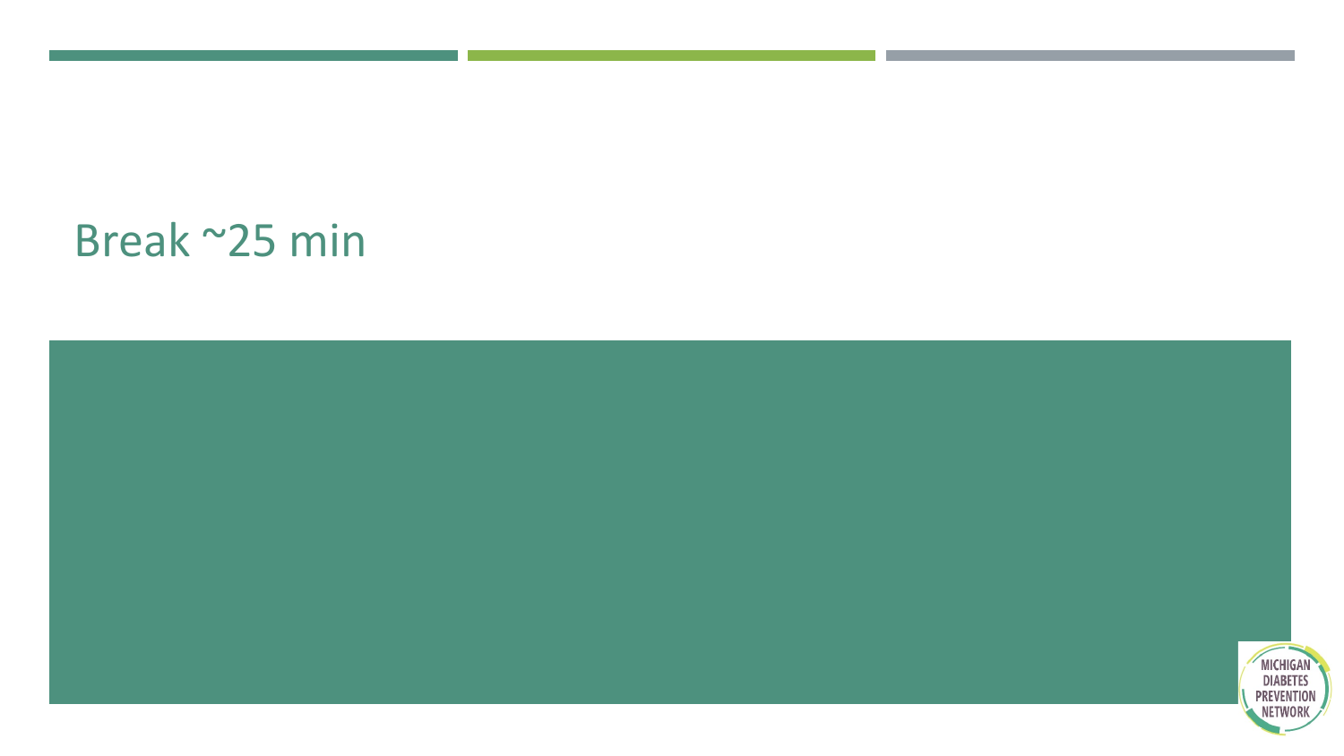# Break ~25 min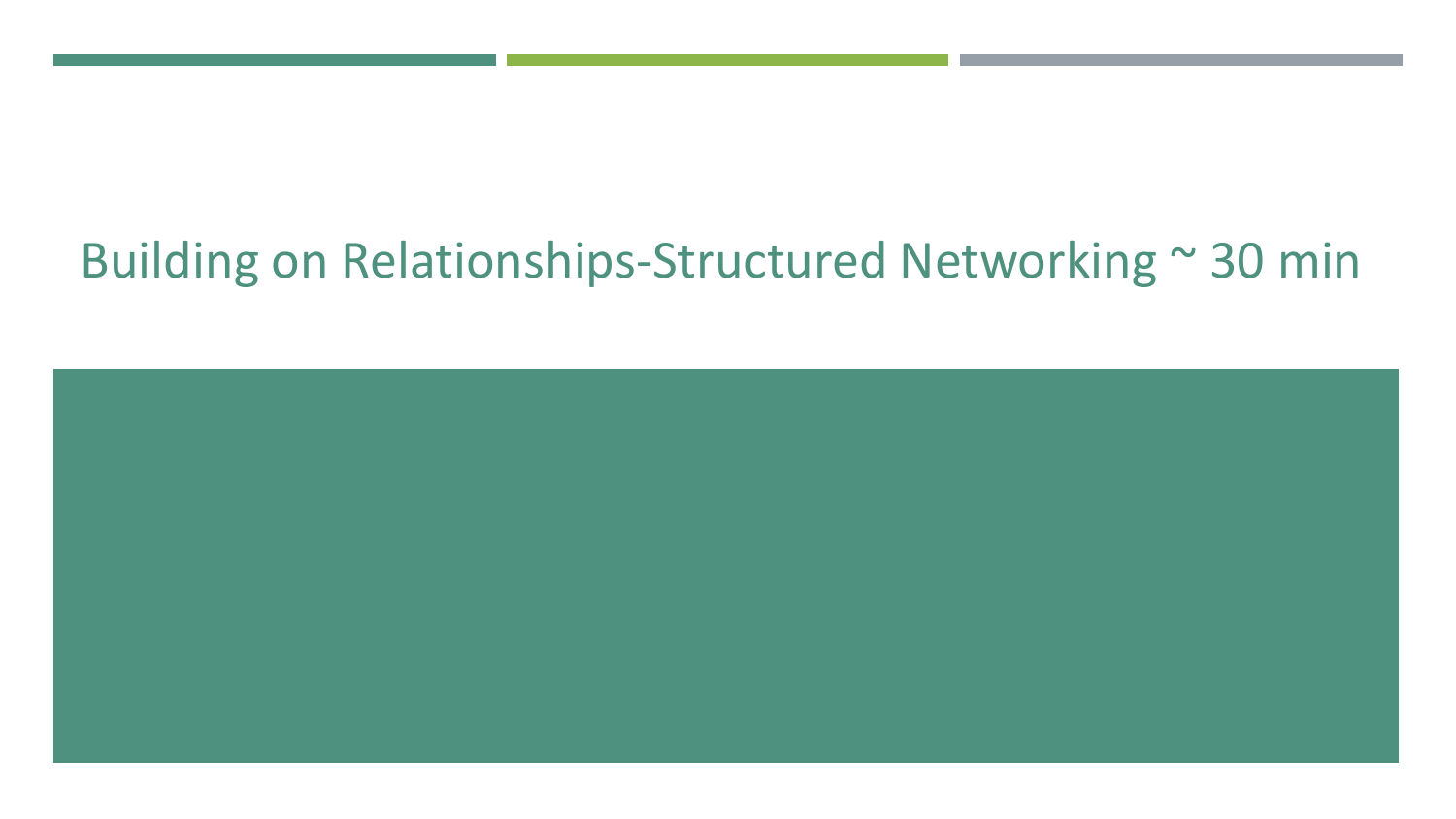# Building on Relationships-Structured Networking ~ 30 min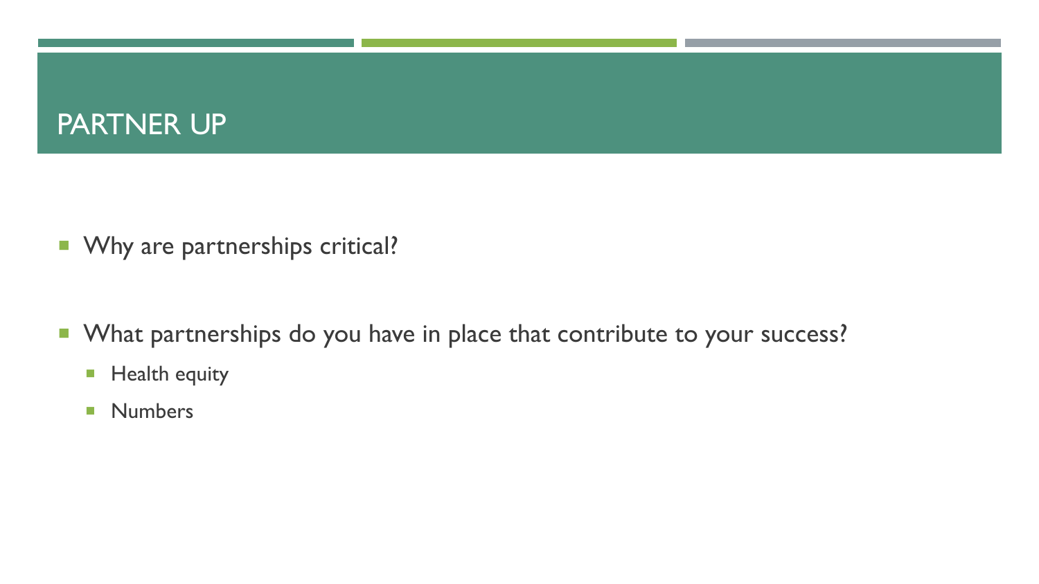# PARTNER UP

- Why are partnerships critical?
- What partnerships do you have in place that contribute to your success?
  - Health equity
  - Numbers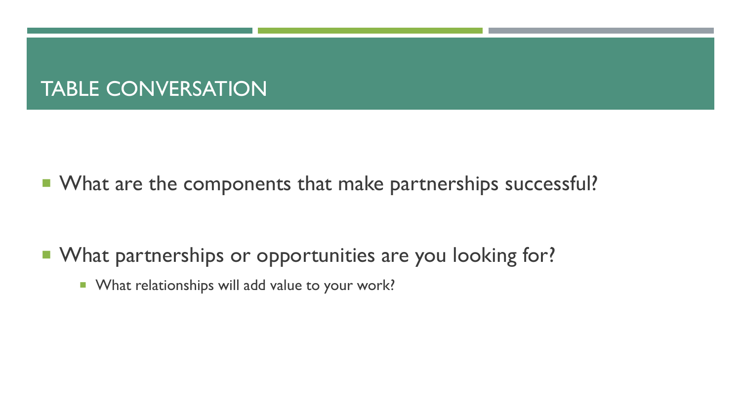# TABLE CONVERSATION

- What are the components that make partnerships successful?
- What partnerships or opportunities are you looking for?
  - What relationships will add value to your work?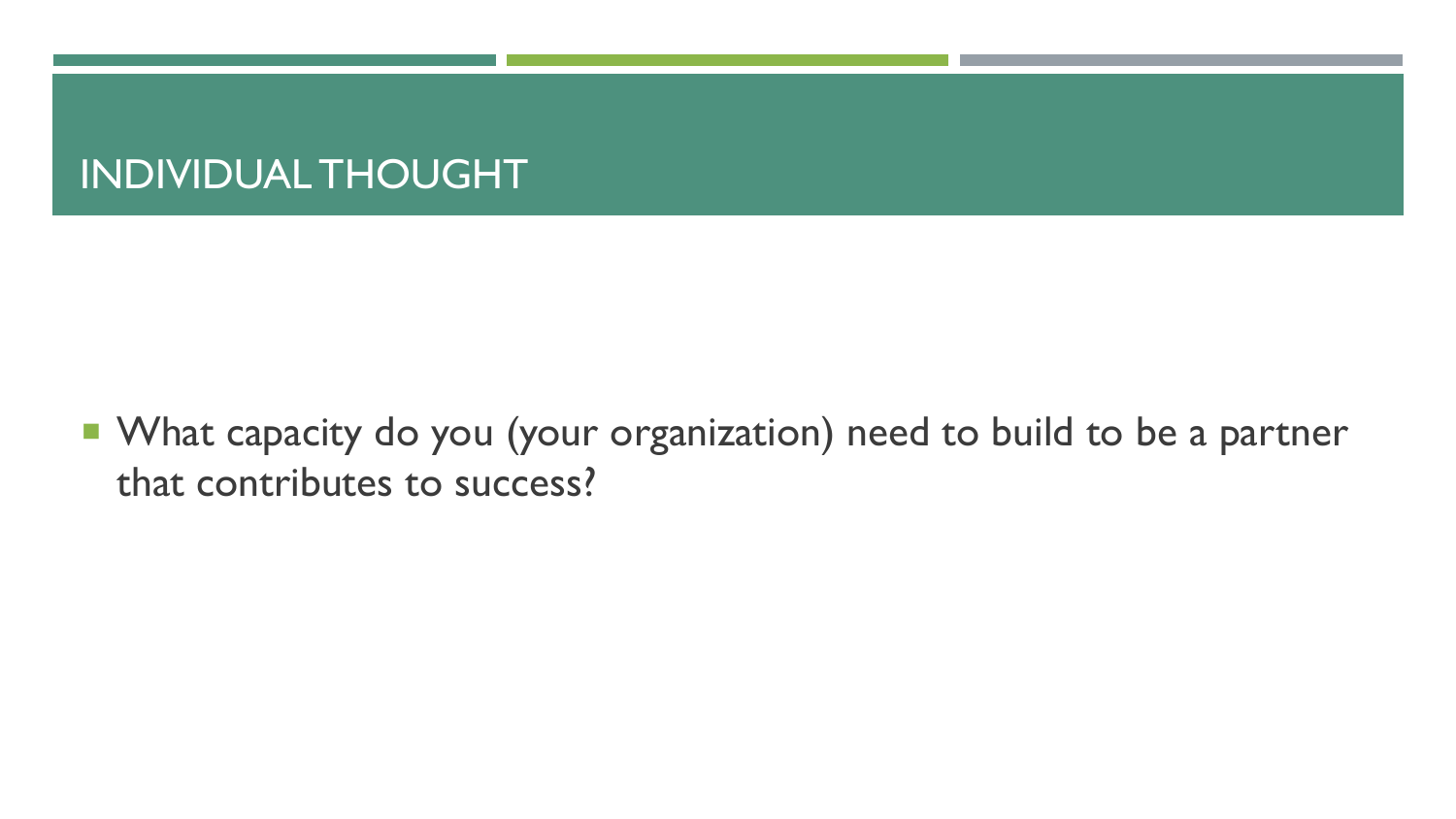# INDIVIDUAL THOUGHT

- What capacity do you (your organization) need to build to be a partner that contributes to success?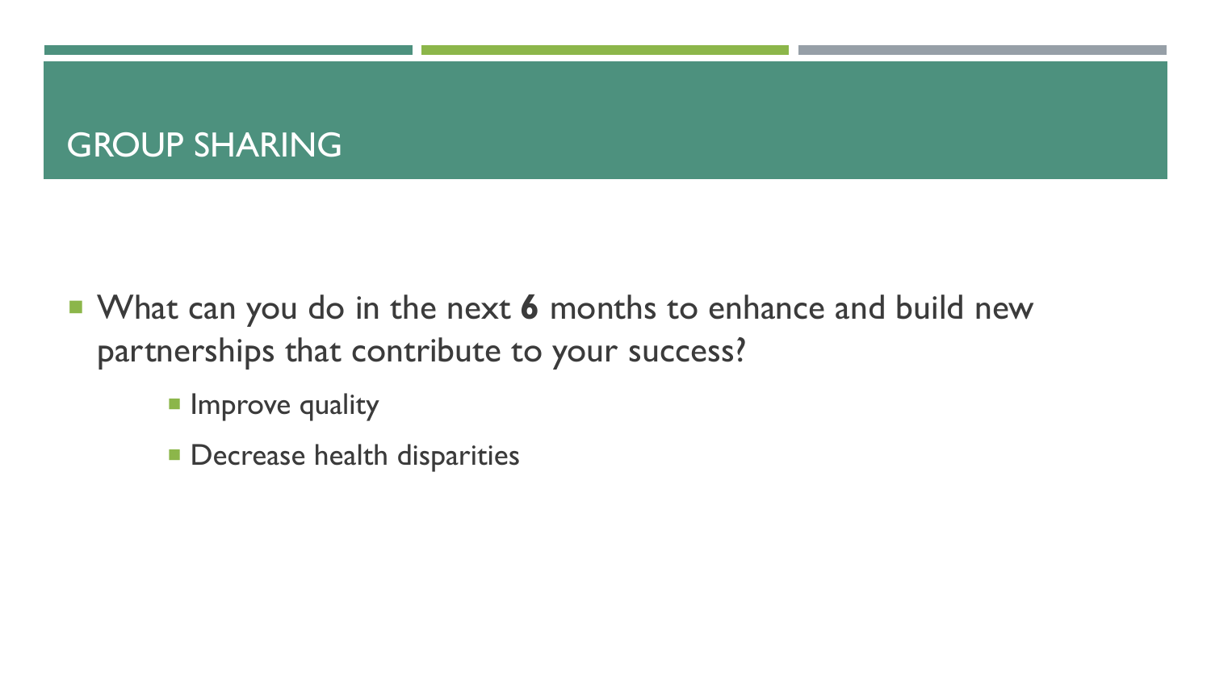# GROUP SHARING

- What can you do in the next **6** months to enhance and build new partnerships that contribute to your success?
  - Improve quality
  - Decrease health disparities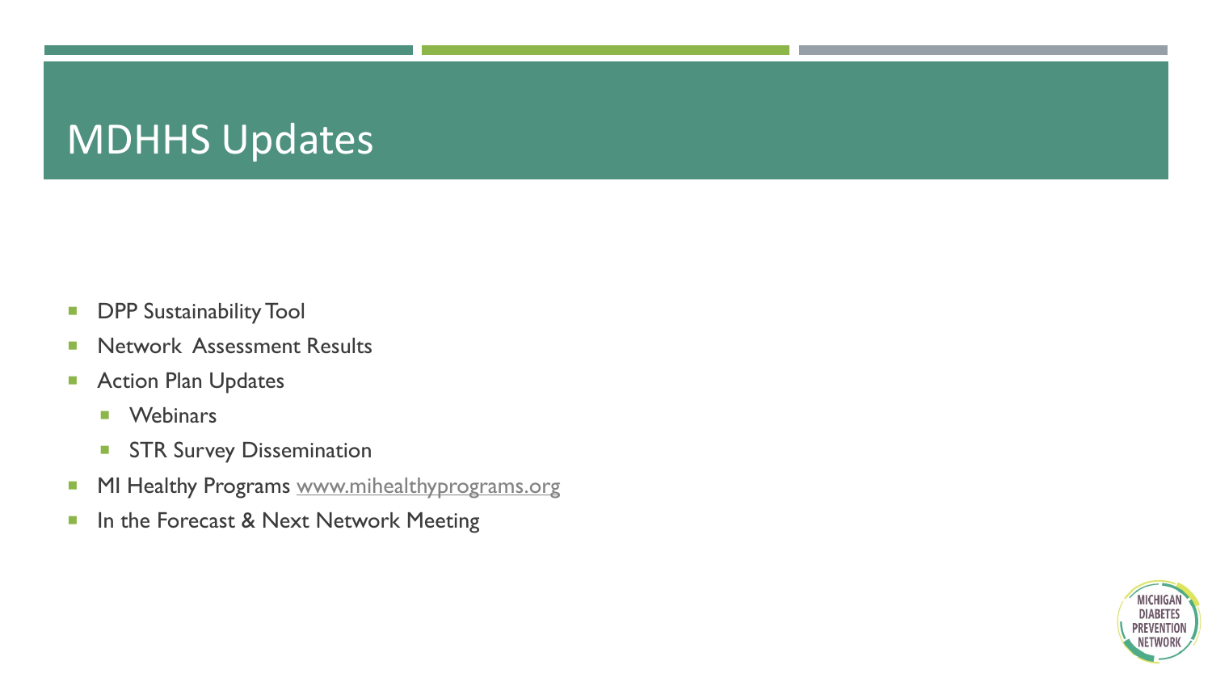# MDHHS Updates

- DPP Sustainability Tool
- Network Assessment Results
- Action Plan Updates
  - Webinars
  - STR Survey Dissemination
- MI Healthy Programs www.mihealthyprograms.org
- In the Forecast & Next Network Meeting

MICHIGAN DIABETES PREVENTION NETWORK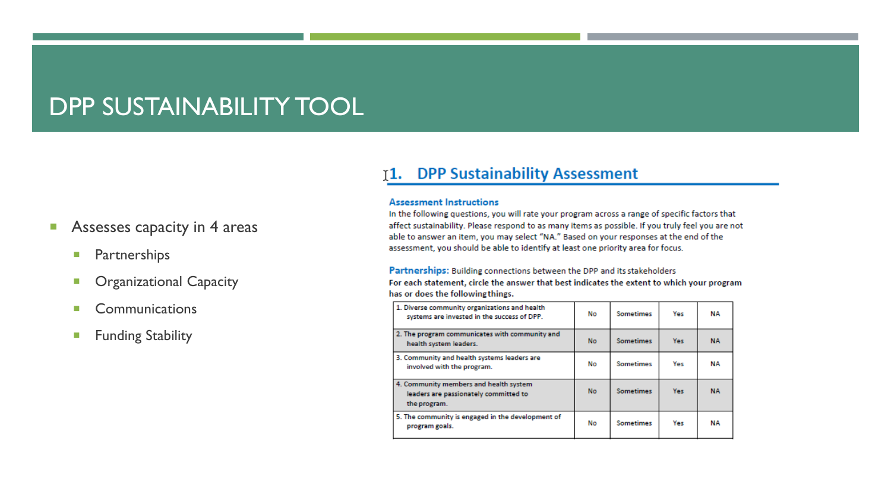# DPP SUSTAINABILITY TOOL

- Assesses capacity in 4 areas
  - Partnerships
  - Organizational Capacity
  - Communications
  - Funding Stability

## 1. DPP Sustainability Assessment

### Assessment Instructions

In the following questions, you will rate your program across a range of specific factors that affect sustainability. Please respond to as many items as possible. If you truly feel you are not able to answer an item, you may select "NA." Based on your responses at the end of the assessment, you should be able to identify at least one priority area for focus.

**Partnerships:** Building connections between the DPP and its stakeholders

**For each statement, circle the answer that best indicates the extent to which your program has or does the following things.**

| | | | | |
|---|---|---|---|---|
| 1. Diverse community organizations and health systems are invested in the success of DPP. | No | Sometimes | Yes | NA |
| 2. The program communicates with community and health system leaders. | No | Sometimes | Yes | NA |
| 3. Community and health systems leaders are involved with the program. | No | Sometimes | Yes | NA |
| 4. Community members and health system leaders are passionately committed to the program. | No | Sometimes | Yes | NA |
| 5. The community is engaged in the development of program goals. | No | Sometimes | Yes | NA |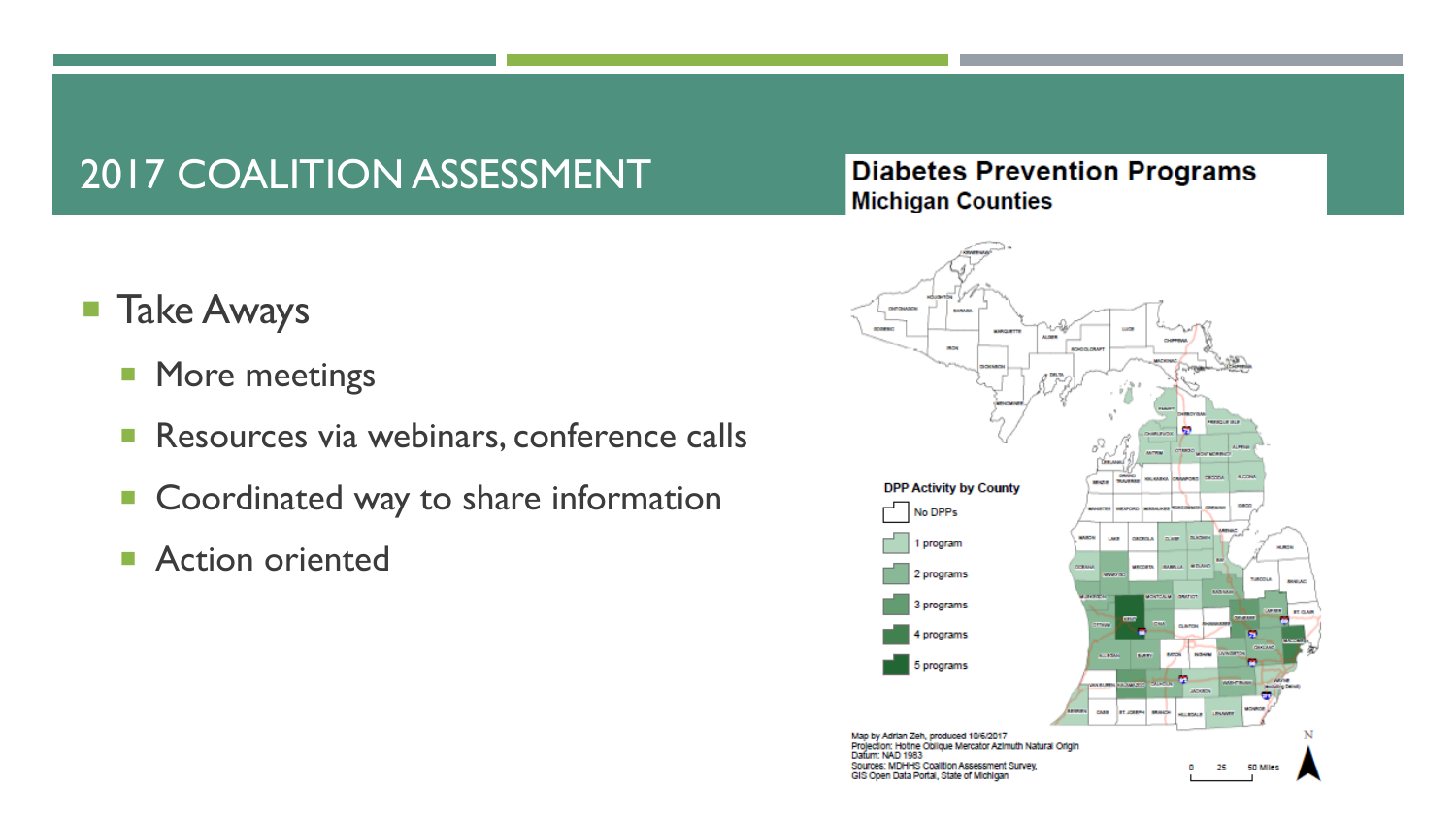# 2017 COALITION ASSESSMENT

- Take Aways
  - More meetings
  - Resources via webinars, conference calls
  - Coordinated way to share information
  - Action oriented

**Diabetes Prevention Programs**
**Michigan Counties**

**DPP Activity by County**

- No DPPs
- 1 program
- 2 programs
- 3 programs
- 4 programs
- 5 programs

Map by Adrian Zeh, produced 10/6/2017
Projection: Hotine Oblique Mercator Azimuth Natural Origin
Datum: NAD 1983
Sources: MDHHS Coalition Assessment Survey, GIS Open Data Portal, State of Michigan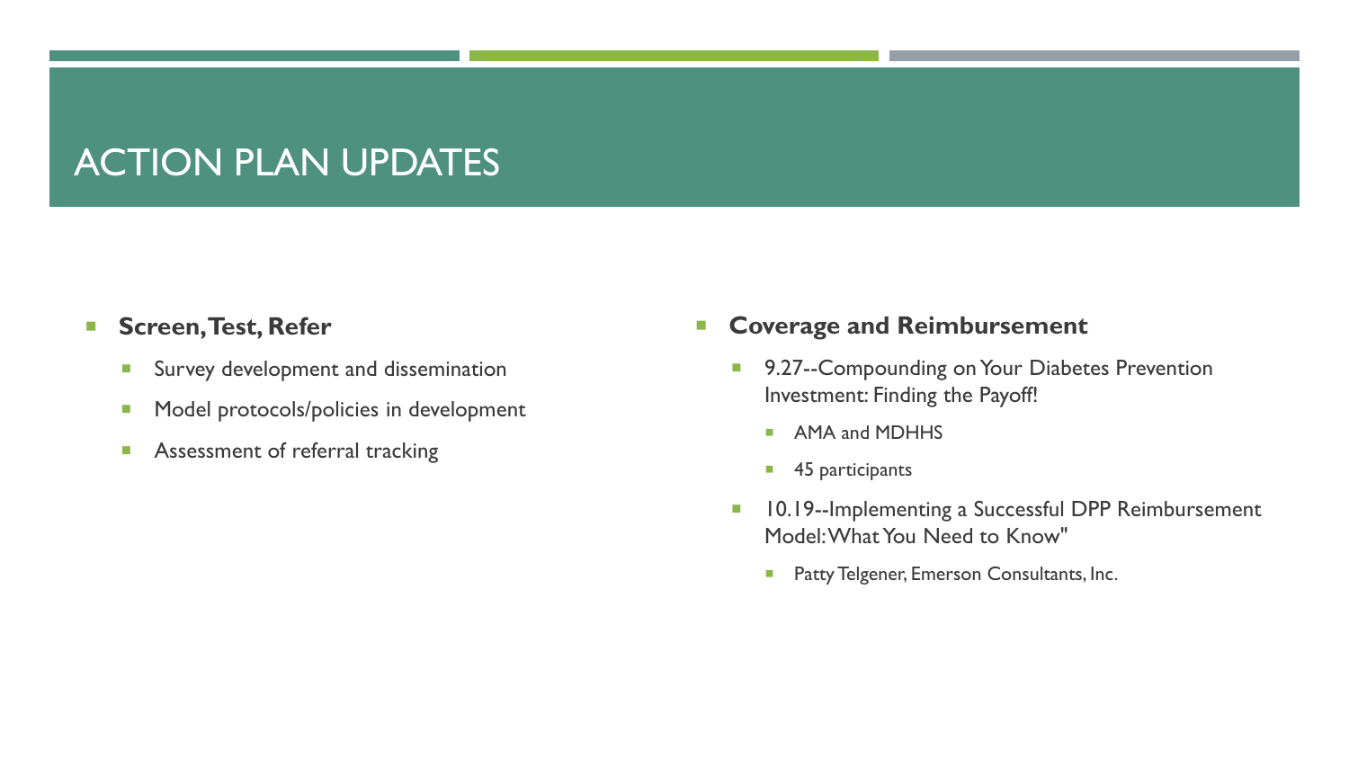# ACTION PLAN UPDATES

- **Screen, Test, Refer**
  - Survey development and dissemination
  - Model protocols/policies in development
  - Assessment of referral tracking

- **Coverage and Reimbursement**
  - 9.27--Compounding on Your Diabetes Prevention Investment: Finding the Payoff!
    - AMA and MDHHS
    - 45 participants
  - 10.19--Implementing a Successful DPP Reimbursement Model: What You Need to Know"
    - Patty Telgener, Emerson Consultants, Inc.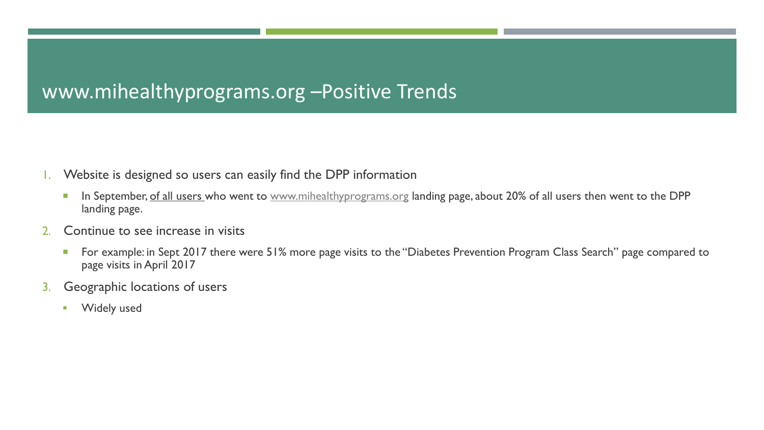# www.mihealthyprograms.org –Positive Trends

1. Website is designed so users can easily find the DPP information
   - In September, of all users who went to www.mihealthyprograms.org landing page, about 20% of all users then went to the DPP landing page.
2. Continue to see increase in visits
   - For example: in Sept 2017 there were 51% more page visits to the "Diabetes Prevention Program Class Search" page compared to page visits in April 2017
3. Geographic locations of users
   - Widely used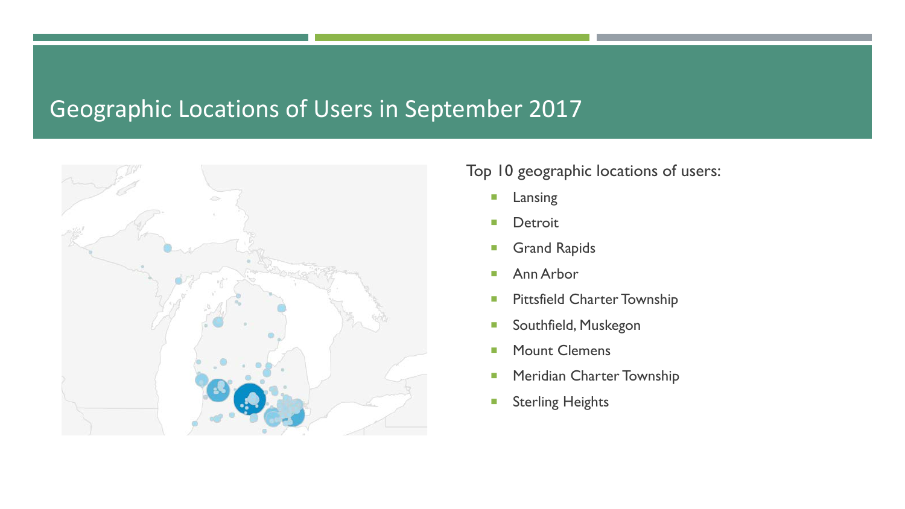# Geographic Locations of Users in September 2017

Top 10 geographic locations of users:

- Lansing
- Detroit
- Grand Rapids
- Ann Arbor
- Pittsfield Charter Township
- Southfield, Muskegon
- Mount Clemens
- Meridian Charter Township
- Sterling Heights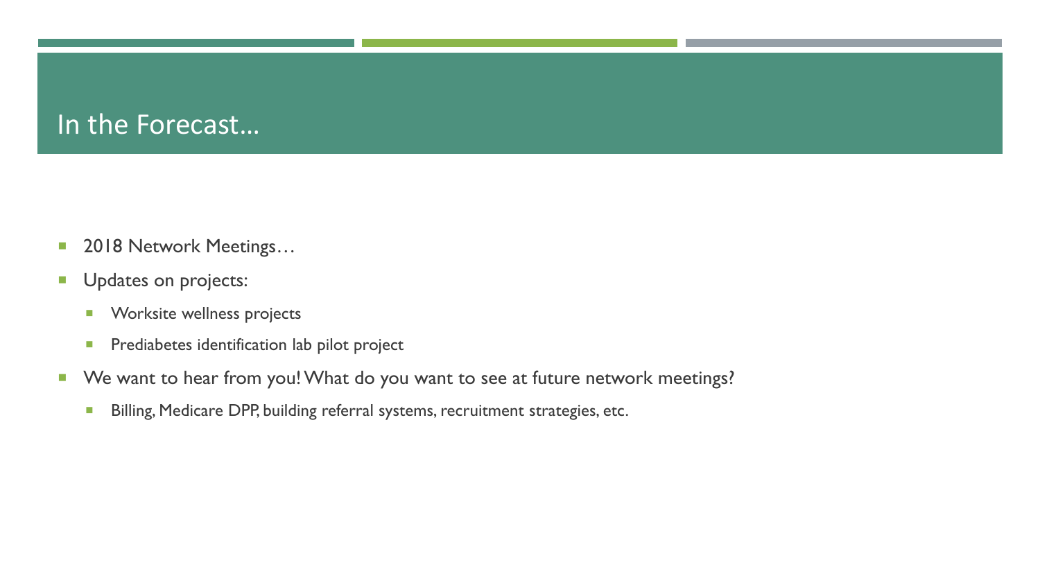# In the Forecast…

- 2018 Network Meetings…
- Updates on projects:
  - Worksite wellness projects
  - Prediabetes identification lab pilot project
- We want to hear from you! What do you want to see at future network meetings?
  - Billing, Medicare DPP, building referral systems, recruitment strategies, etc.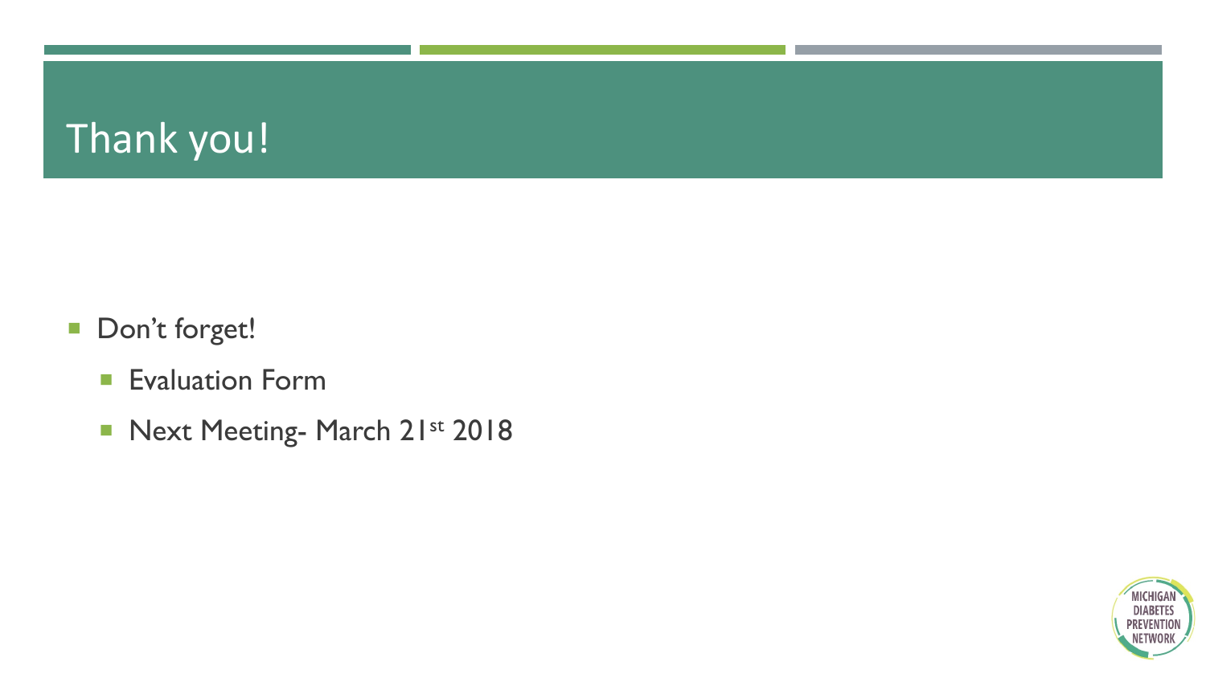# Thank you!

- Don't forget!
  - Evaluation Form
  - Next Meeting- March 21st 2018

MICHIGAN DIABETES PREVENTION NETWORK